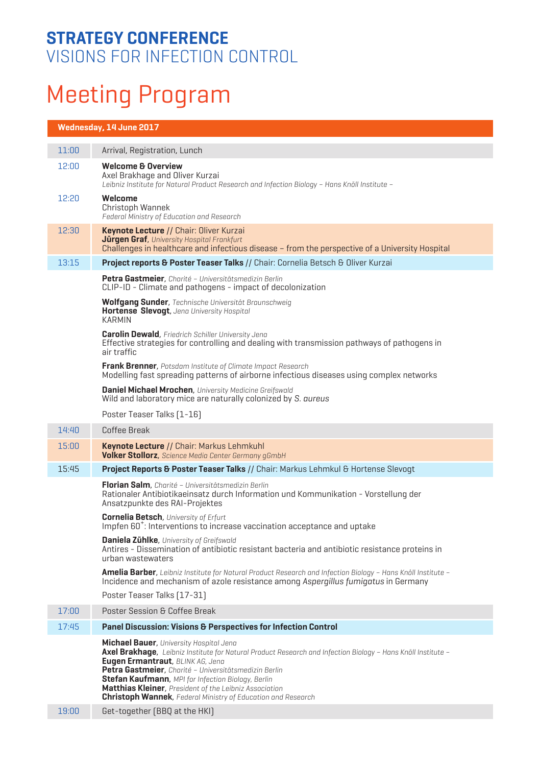# STRATEGY CONFERENCE
## VISIONS FOR INFECTION CONTROL

# Meeting Program

## Wednesday, 14 June 2017

**11:00** Arrival, Registration, Lunch

**12:00** **Welcome & Overview**
Axel Brakhage and Oliver Kurzai
*Leibniz Institute for Natural Product Research and Infection Biology – Hans Knöll Institute –*

**12:20** **Welcome**
Christoph Wannek
*Federal Ministry of Education and Research*

**12:30** **Keynote Lecture** // Chair: Oliver Kurzai
**Jürgen Graf**, *University Hospital Frankfurt*
Challenges in healthcare and infectious disease – from the perspective of a University Hospital

**13:15** **Project reports & Poster Teaser Talks** // Chair: Cornelia Betsch & Oliver Kurzai

**Petra Gastmeier**, *Charité – Universitätsmedizin Berlin*
CLIP-ID - Climate and pathogens - impact of decolonization

**Wolfgang Sunder**, *Technische Universität Braunschweig*
**Hortense Slevogt**, *Jena University Hospital*
KARMIN

**Carolin Dewald**, *Friedrich Schiller University Jena*
Effective strategies for controlling and dealing with transmission pathways of pathogens in air traffic

**Frank Brenner**, *Potsdam Institute of Climate Impact Research*
Modelling fast spreading patterns of airborne infectious diseases using complex networks

**Daniel Michael Mrochen**, *University Medicine Greifswald*
Wild and laboratory mice are naturally colonized by *S. aureus*

Poster Teaser Talks (1-16)

**14:40** Coffee Break

**15:00** **Keynote Lecture** // Chair: Markus Lehmkuhl
**Volker Stollorz**, *Science Media Center Germany gGmbH*

**15:45** **Project Reports & Poster Teaser Talks** // Chair: Markus Lehmkul & Hortense Slevogt

**Florian Salm**, *Charité – Universitätsmedizin Berlin*
Rationaler Antibiotikaeinsatz durch Information und Kommunikation - Vorstellung der Ansatzpunkte des RAI-Projektes

**Cornelia Betsch**, *University of Erfurt*
Impfen 60+: Interventions to increase vaccination acceptance and uptake

**Daniela Zühlke**, *University of Greifswald*
Antires - Dissemination of antibiotic resistant bacteria and antibiotic resistance proteins in urban wastewaters

**Amelia Barber**, *Leibniz Institute for Natural Product Research and Infection Biology – Hans Knöll Institute –*
Incidence and mechanism of azole resistance among *Aspergillus fumigatus* in Germany

Poster Teaser Talks (17-31)

**17:00** Poster Session & Coffee Break

**17:45** **Panel Discussion: Visions & Perspectives for Infection Control**

**Michael Bauer**, *University Hospital Jena*
**Axel Brakhage**, *Leibniz Institute for Natural Product Research and Infection Biology – Hans Knöll Institute –*
**Eugen Ermantraut**, *BLINK AG, Jena*
**Petra Gastmeier**, *Charité – Universitätsmedizin Berlin*
**Stefan Kaufmann**, *MPI for Infection Biology, Berlin*
**Matthias Kleiner**, *President of the Leibniz Association*
**Christoph Wannek**, *Federal Ministry of Education and Research*

**19:00** Get-together (BBQ at the HKI)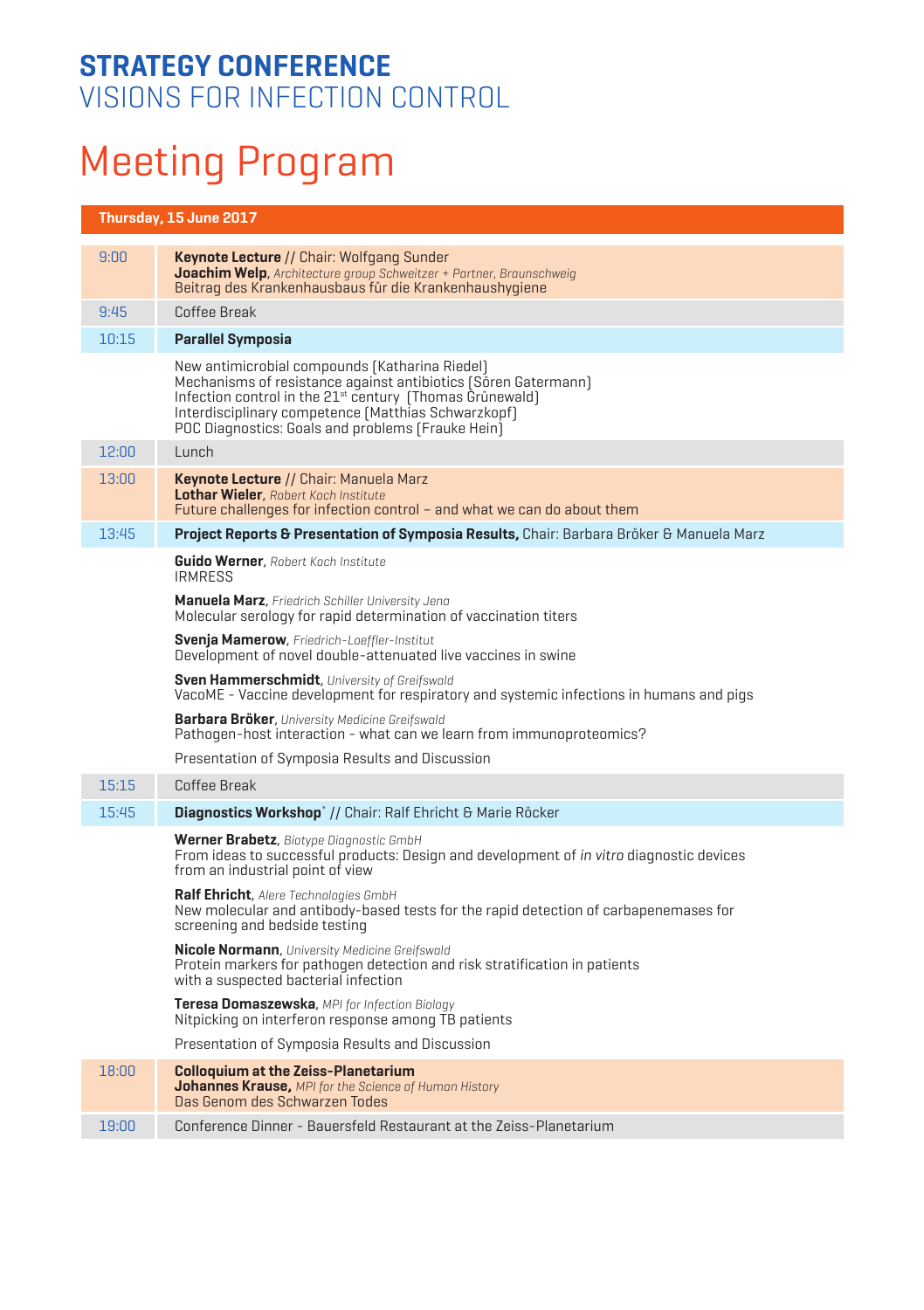# STRATEGY CONFERENCE

VISIONS FOR INFECTION CONTROL

# Meeting Program

| Thursday, 15 June 2017 | |
|---|---|
| 9:00 | **Keynote Lecture** // Chair: Wolfgang Sunder<br>**Joachim Welp**, *Architecture group Schweitzer + Partner, Braunschweig*<br>Beitrag des Krankenhausbaus für die Krankenhaushygiene |
| 9:45 | Coffee Break |
| 10:15 | **Parallel Symposia** |
| | New antimicrobial compounds (Katharina Riedel)<br>Mechanisms of resistance against antibiotics (Sören Gatermann)<br>Infection control in the 21st century (Thomas Grünewald)<br>Interdisciplinary competence (Matthias Schwarzkopf)<br>POC Diagnostics: Goals and problems (Frauke Hein) |
| 12:00 | Lunch |
| 13:00 | **Keynote Lecture** // Chair: Manuela Marz<br>**Lothar Wieler**, *Robert Koch Institute*<br>Future challenges for infection control – and what we can do about them |
| 13:45 | **Project Reports & Presentation of Symposia Results,** Chair: Barbara Bröker & Manuela Marz |
| | **Guido Werner**, *Robert Koch Institute*<br>IRMRESS |
| | **Manuela Marz**, *Friedrich Schiller University Jena*<br>Molecular serology for rapid determination of vaccination titers |
| | **Svenja Mamerow**, *Friedrich-Loeffler-Institut*<br>Development of novel double-attenuated live vaccines in swine |
| | **Sven Hammerschmidt**, *University of Greifswald*<br>VacoME - Vaccine development for respiratory and systemic infections in humans and pigs |
| | **Barbara Bröker**, *University Medicine Greifswald*<br>Pathogen-host interaction - what can we learn from immunoproteomics? |
| | Presentation of Symposia Results and Discussion |
| 15:15 | Coffee Break |
| 15:45 | **Diagnostics Workshop*** // Chair: Ralf Ehricht & Marie Röcker |
| | **Werner Brabetz**, *Biotype Diagnostic GmbH*<br>From ideas to successful products: Design and development of *in vitro* diagnostic devices from an industrial point of view |
| | **Ralf Ehricht**, *Alere Technologies GmbH*<br>New molecular and antibody-based tests for the rapid detection of carbapenemases for screening and bedside testing |
| | **Nicole Normann**, *University Medicine Greifswald*<br>Protein markers for pathogen detection and risk stratification in patients with a suspected bacterial infection |
| | **Teresa Domaszewska**, *MPI for Infection Biology*<br>Nitpicking on interferon response among TB patients |
| | Presentation of Symposia Results and Discussion |
| 18:00 | **Colloquium at the Zeiss-Planetarium**<br>**Johannes Krause,** *MPI for the Science of Human History*<br>Das Genom des Schwarzen Todes |
| 19:00 | Conference Dinner - Bauersfeld Restaurant at the Zeiss-Planetarium |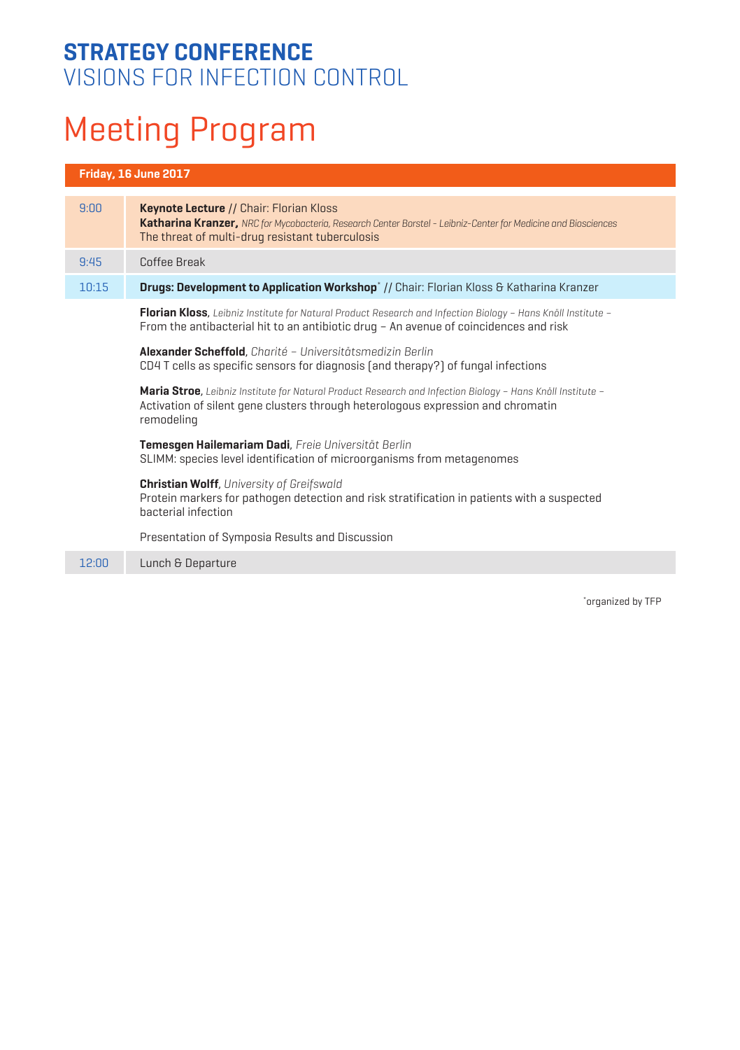# STRATEGY CONFERENCE
## VISIONS FOR INFECTION CONTROL

# Meeting Program

**Friday, 16 June 2017**

| | |
|---|---|
| 9:00 | **Keynote Lecture** // Chair: Florian Kloss<br>**Katharina Kranzer,** *NRC for Mycobacteria, Research Center Borstel - Leibniz-Center for Medicine and Biosciences*<br>The threat of multi-drug resistant tuberculosis |
| 9:45 | Coffee Break |
| 10:15 | **Drugs: Development to Application Workshop*** // Chair: Florian Kloss & Katharina Kranzer |
| | **Florian Kloss**, *Leibniz Institute for Natural Product Research and Infection Biology – Hans Knöll Institute –*<br>From the antibacterial hit to an antibiotic drug – An avenue of coincidences and risk |
| | **Alexander Scheffold**, *Charité – Universitätsmedizin Berlin*<br>CD4 T cells as specific sensors for diagnosis (and therapy?) of fungal infections |
| | **Maria Stroe**, *Leibniz Institute for Natural Product Research and Infection Biology – Hans Knöll Institute –*<br>Activation of silent gene clusters through heterologous expression and chromatin remodeling |
| | **Temesgen Hailemariam Dadi**, *Freie Universität Berlin*<br>SLIMM: species level identification of microorganisms from metagenomes |
| | **Christian Wolff**, *University of Greifswald*<br>Protein markers for pathogen detection and risk stratification in patients with a suspected bacterial infection |
| | Presentation of Symposia Results and Discussion |
| 12:00 | Lunch & Departure |

*organized by TFP